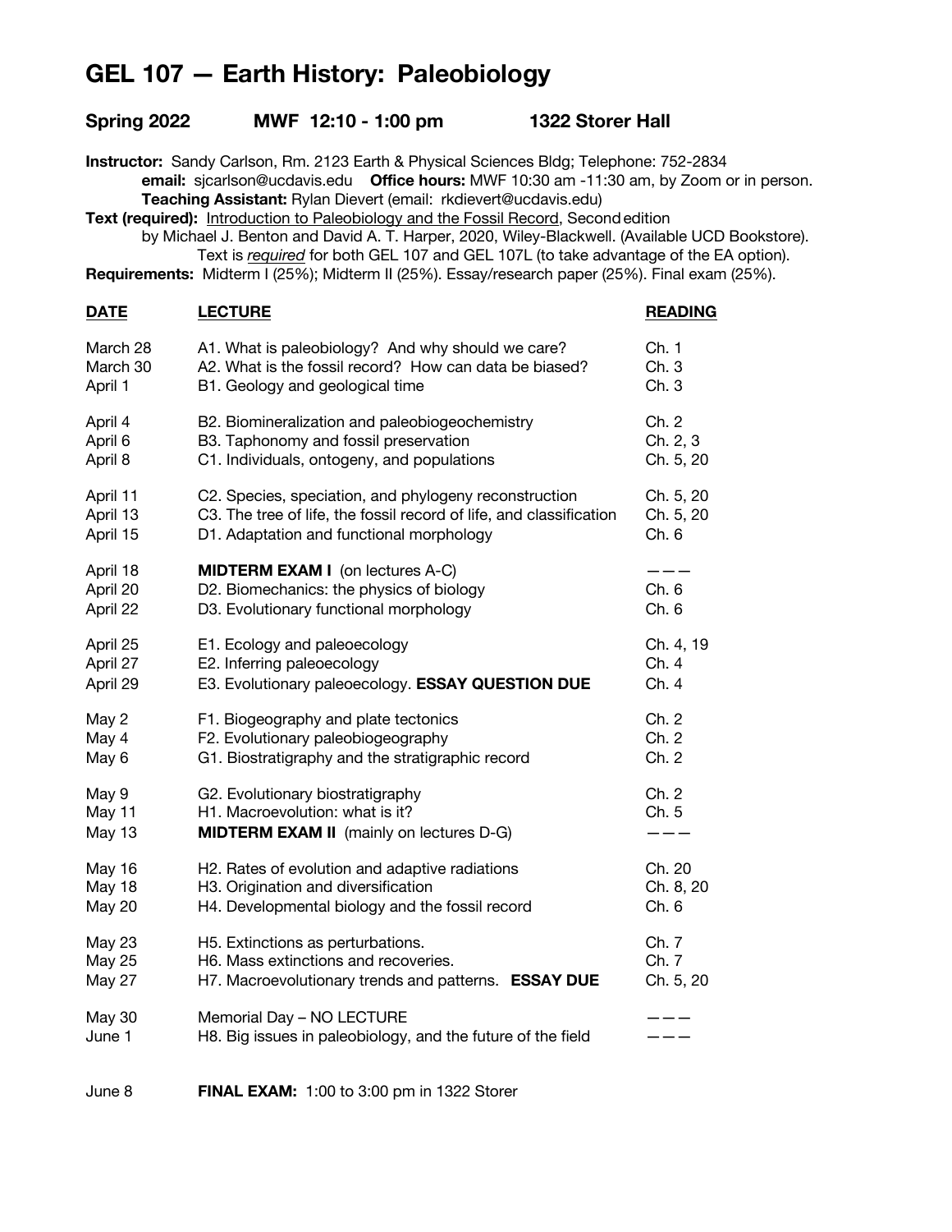# GEL 107 — Earth History: Paleobiology

## Spring 2022 MWF 12:10 - 1:00 pm 1322 Storer Hall

**Instructor:** Sandy Carlson, Rm. 2123 Earth & Physical Sciences Bldg; Telephone: 752-2834
**email:** sjcarlson@ucdavis.edu **Office hours:** MWF 10:30 am -11:30 am, by Zoom or in person.
**Teaching Assistant:** Rylan Dievert (email: rkdievert@ucdavis.edu)

**Text (required):** Introduction to Paleobiology and the Fossil Record, Second edition by Michael J. Benton and David A. T. Harper, 2020, Wiley-Blackwell. (Available UCD Bookstore).
Text is *required* for both GEL 107 and GEL 107L (to take advantage of the EA option).

**Requirements:** Midterm I (25%); Midterm II (25%). Essay/research paper (25%). Final exam (25%).

| **DATE** | **LECTURE** | **READING** |
|---|---|---|
| March 28 | A1. What is paleobiology? And why should we care? | Ch. 1 |
| March 30 | A2. What is the fossil record? How can data be biased? | Ch. 3 |
| April 1 | B1. Geology and geological time | Ch. 3 |
| April 4 | B2. Biomineralization and paleobiogeochemistry | Ch. 2 |
| April 6 | B3. Taphonomy and fossil preservation | Ch. 2, 3 |
| April 8 | C1. Individuals, ontogeny, and populations | Ch. 5, 20 |
| April 11 | C2. Species, speciation, and phylogeny reconstruction | Ch. 5, 20 |
| April 13 | C3. The tree of life, the fossil record of life, and classification | Ch. 5, 20 |
| April 15 | D1. Adaptation and functional morphology | Ch. 6 |
| April 18 | **MIDTERM EXAM I** (on lectures A-C) | ——— |
| April 20 | D2. Biomechanics: the physics of biology | Ch. 6 |
| April 22 | D3. Evolutionary functional morphology | Ch. 6 |
| April 25 | E1. Ecology and paleoecology | Ch. 4, 19 |
| April 27 | E2. Inferring paleoecology | Ch. 4 |
| April 29 | E3. Evolutionary paleoecology. **ESSAY QUESTION DUE** | Ch. 4 |
| May 2 | F1. Biogeography and plate tectonics | Ch. 2 |
| May 4 | F2. Evolutionary paleobiogeography | Ch. 2 |
| May 6 | G1. Biostratigraphy and the stratigraphic record | Ch. 2 |
| May 9 | G2. Evolutionary biostratigraphy | Ch. 2 |
| May 11 | H1. Macroevolution: what is it? | Ch. 5 |
| May 13 | **MIDTERM EXAM II** (mainly on lectures D-G) | ——— |
| May 16 | H2. Rates of evolution and adaptive radiations | Ch. 20 |
| May 18 | H3. Origination and diversification | Ch. 8, 20 |
| May 20 | H4. Developmental biology and the fossil record | Ch. 6 |
| May 23 | H5. Extinctions as perturbations. | Ch. 7 |
| May 25 | H6. Mass extinctions and recoveries. | Ch. 7 |
| May 27 | H7. Macroevolutionary trends and patterns. **ESSAY DUE** | Ch. 5, 20 |
| May 30 | Memorial Day – NO LECTURE | ——— |
| June 1 | H8. Big issues in paleobiology, and the future of the field | ——— |
| June 8 | **FINAL EXAM:** 1:00 to 3:00 pm in 1322 Storer | |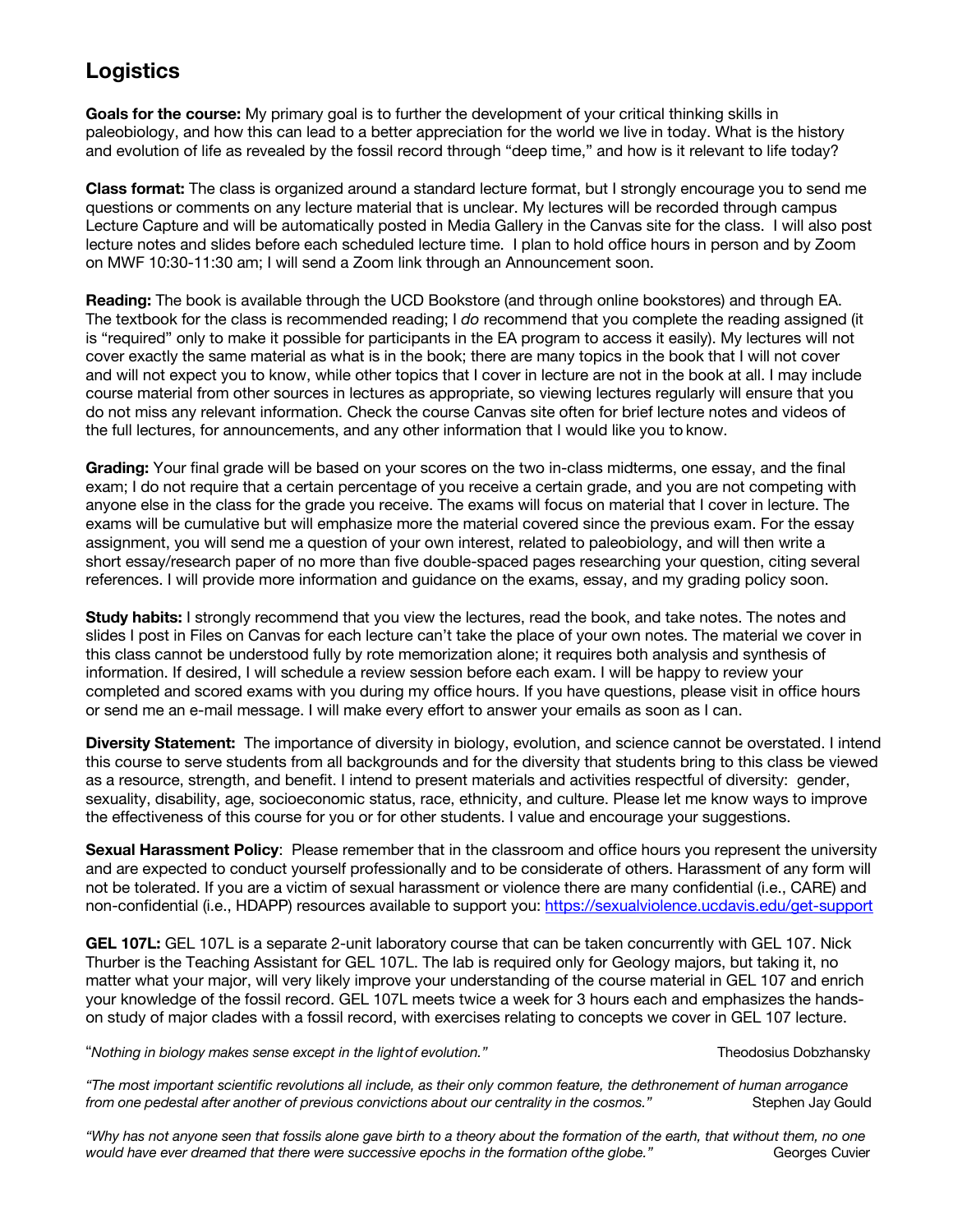## Logistics

**Goals for the course:** My primary goal is to further the development of your critical thinking skills in paleobiology, and how this can lead to a better appreciation for the world we live in today. What is the history and evolution of life as revealed by the fossil record through "deep time," and how is it relevant to life today?

**Class format:** The class is organized around a standard lecture format, but I strongly encourage you to send me questions or comments on any lecture material that is unclear. My lectures will be recorded through campus Lecture Capture and will be automatically posted in Media Gallery in the Canvas site for the class. I will also post lecture notes and slides before each scheduled lecture time. I plan to hold office hours in person and by Zoom on MWF 10:30-11:30 am; I will send a Zoom link through an Announcement soon.

**Reading:** The book is available through the UCD Bookstore (and through online bookstores) and through EA. The textbook for the class is recommended reading; I *do* recommend that you complete the reading assigned (it is "required" only to make it possible for participants in the EA program to access it easily). My lectures will not cover exactly the same material as what is in the book; there are many topics in the book that I will not cover and will not expect you to know, while other topics that I cover in lecture are not in the book at all. I may include course material from other sources in lectures as appropriate, so viewing lectures regularly will ensure that you do not miss any relevant information. Check the course Canvas site often for brief lecture notes and videos of the full lectures, for announcements, and any other information that I would like you to know.

**Grading:** Your final grade will be based on your scores on the two in-class midterms, one essay, and the final exam; I do not require that a certain percentage of you receive a certain grade, and you are not competing with anyone else in the class for the grade you receive. The exams will focus on material that I cover in lecture. The exams will be cumulative but will emphasize more the material covered since the previous exam. For the essay assignment, you will send me a question of your own interest, related to paleobiology, and will then write a short essay/research paper of no more than five double-spaced pages researching your question, citing several references. I will provide more information and guidance on the exams, essay, and my grading policy soon.

**Study habits:** I strongly recommend that you view the lectures, read the book, and take notes. The notes and slides I post in Files on Canvas for each lecture can't take the place of your own notes. The material we cover in this class cannot be understood fully by rote memorization alone; it requires both analysis and synthesis of information. If desired, I will schedule a review session before each exam. I will be happy to review your completed and scored exams with you during my office hours. If you have questions, please visit in office hours or send me an e-mail message. I will make every effort to answer your emails as soon as I can.

**Diversity Statement:** The importance of diversity in biology, evolution, and science cannot be overstated. I intend this course to serve students from all backgrounds and for the diversity that students bring to this class be viewed as a resource, strength, and benefit. I intend to present materials and activities respectful of diversity: gender, sexuality, disability, age, socioeconomic status, race, ethnicity, and culture. Please let me know ways to improve the effectiveness of this course for you or for other students. I value and encourage your suggestions.

**Sexual Harassment Policy**: Please remember that in the classroom and office hours you represent the university and are expected to conduct yourself professionally and to be considerate of others. Harassment of any form will not be tolerated. If you are a victim of sexual harassment or violence there are many confidential (i.e., CARE) and non-confidential (i.e., HDAPP) resources available to support you: https://sexualviolence.ucdavis.edu/get-support

**GEL 107L:** GEL 107L is a separate 2-unit laboratory course that can be taken concurrently with GEL 107. Nick Thurber is the Teaching Assistant for GEL 107L. The lab is required only for Geology majors, but taking it, no matter what your major, will very likely improve your understanding of the course material in GEL 107 and enrich your knowledge of the fossil record. GEL 107L meets twice a week for 3 hours each and emphasizes the hands-on study of major clades with a fossil record, with exercises relating to concepts we cover in GEL 107 lecture.

"*Nothing in biology makes sense except in the light of evolution.*" — Theodosius Dobzhansky

*"The most important scientific revolutions all include, as their only common feature, the dethronement of human arrogance from one pedestal after another of previous convictions about our centrality in the cosmos."* — Stephen Jay Gould

*"Why has not anyone seen that fossils alone gave birth to a theory about the formation of the earth, that without them, no one would have ever dreamed that there were successive epochs in the formation of the globe."* — Georges Cuvier